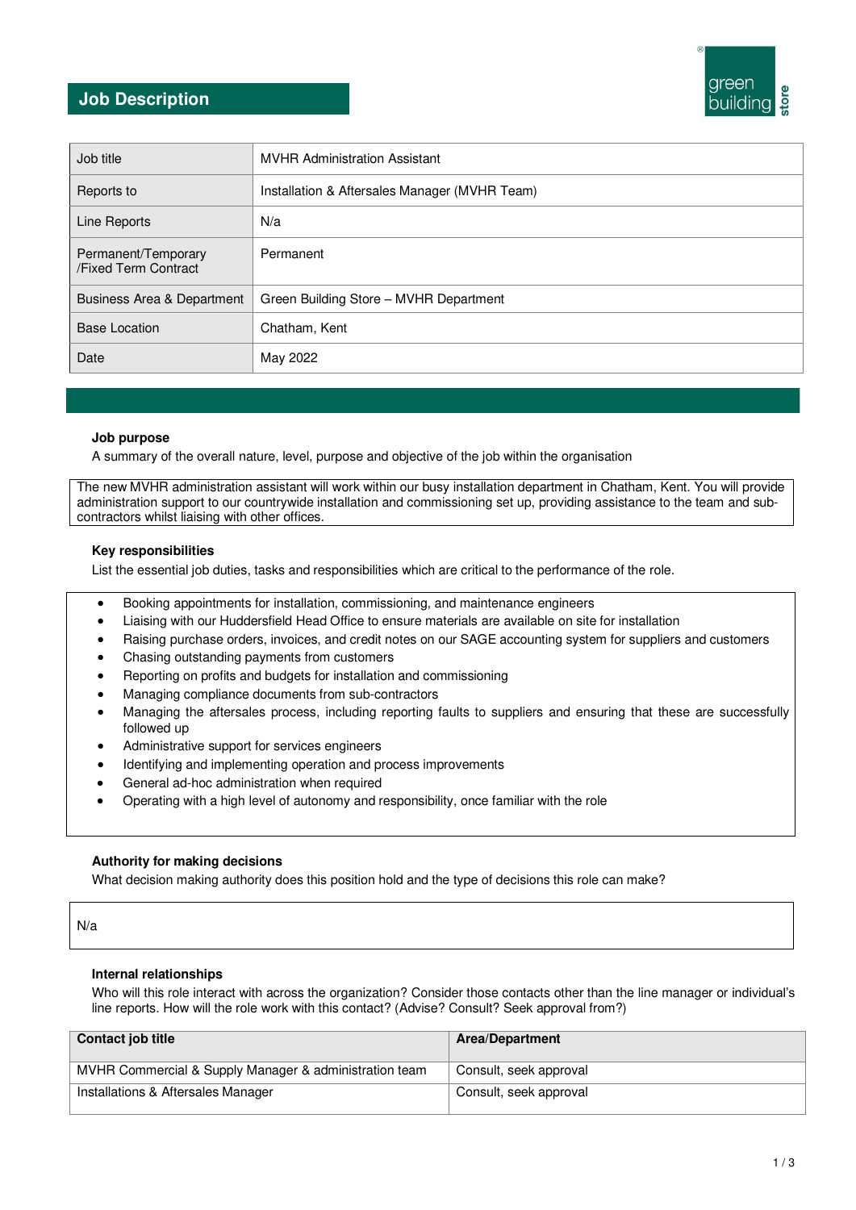# Job Description

| Job title | MVHR Administration Assistant |
|---|---|
| Reports to | Installation & Aftersales Manager (MVHR Team) |
| Line Reports | N/a |
| Permanent/Temporary /Fixed Term Contract | Permanent |
| Business Area & Department | Green Building Store – MVHR Department |
| Base Location | Chatham, Kent |
| Date | May 2022 |

### Job purpose

A summary of the overall nature, level, purpose and objective of the job within the organisation

The new MVHR administration assistant will work within our busy installation department in Chatham, Kent. You will provide administration support to our countrywide installation and commissioning set up, providing assistance to the team and sub-contractors whilst liaising with other offices.

### Key responsibilities

List the essential job duties, tasks and responsibilities which are critical to the performance of the role.

- Booking appointments for installation, commissioning, and maintenance engineers
- Liaising with our Huddersfield Head Office to ensure materials are available on site for installation
- Raising purchase orders, invoices, and credit notes on our SAGE accounting system for suppliers and customers
- Chasing outstanding payments from customers
- Reporting on profits and budgets for installation and commissioning
- Managing compliance documents from sub-contractors
- Managing the aftersales process, including reporting faults to suppliers and ensuring that these are successfully followed up
- Administrative support for services engineers
- Identifying and implementing operation and process improvements
- General ad-hoc administration when required
- Operating with a high level of autonomy and responsibility, once familiar with the role

### Authority for making decisions

What decision making authority does this position hold and the type of decisions this role can make?

N/a

### Internal relationships

Who will this role interact with across the organization? Consider those contacts other than the line manager or individual's line reports. How will the role work with this contact? (Advise? Consult? Seek approval from?)

| Contact job title | Area/Department |
|---|---|
| MVHR Commercial & Supply Manager & administration team | Consult, seek approval |
| Installations & Aftersales Manager | Consult, seek approval |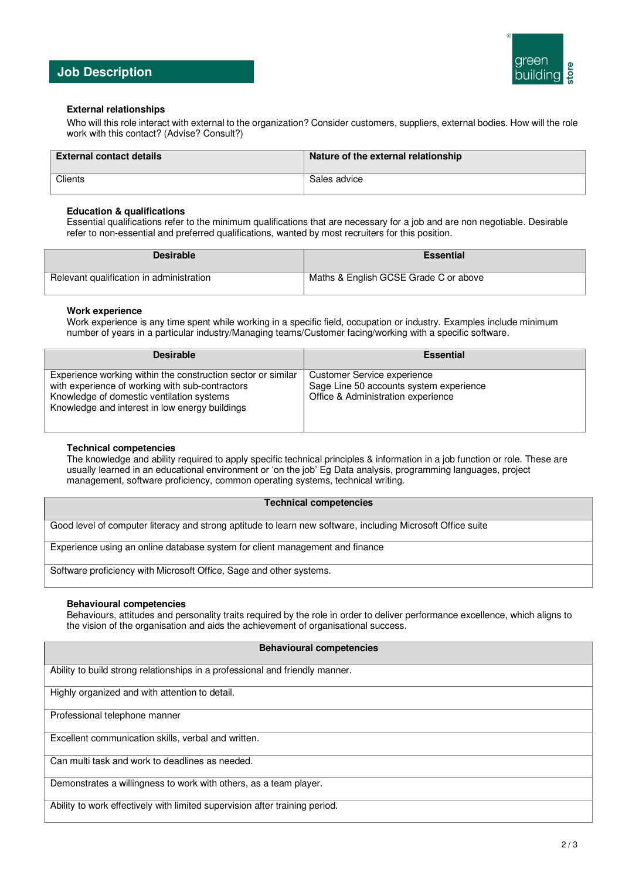## Job Description

### External relationships

Who will this role interact with external to the organization? Consider customers, suppliers, external bodies. How will the role work with this contact? (Advise? Consult?)

| External contact details | Nature of the external relationship |
| --- | --- |
| Clients | Sales advice |

### Education & qualifications

Essential qualifications refer to the minimum qualifications that are necessary for a job and are non negotiable. Desirable refer to non-essential and preferred qualifications, wanted by most recruiters for this position.

| Desirable | Essential |
| --- | --- |
| Relevant qualification in administration | Maths & English GCSE Grade C or above |

### Work experience

Work experience is any time spent while working in a specific field, occupation or industry. Examples include minimum number of years in a particular industry/Managing teams/Customer facing/working with a specific software.

| Desirable | Essential |
| --- | --- |
| Experience working within the construction sector or similar with experience of working with sub-contractors<br>Knowledge of domestic ventilation systems<br>Knowledge and interest in low energy buildings | Customer Service experience<br>Sage Line 50 accounts system experience<br>Office & Administration experience |

### Technical competencies

The knowledge and ability required to apply specific technical principles & information in a job function or role. These are usually learned in an educational environment or 'on the job' Eg Data analysis, programming languages, project management, software proficiency, common operating systems, technical writing.

| Technical competencies |
| --- |
| Good level of computer literacy and strong aptitude to learn new software, including Microsoft Office suite |
| Experience using an online database system for client management and finance |
| Software proficiency with Microsoft Office, Sage and other systems. |

### Behavioural competencies

Behaviours, attitudes and personality traits required by the role in order to deliver performance excellence, which aligns to the vision of the organisation and aids the achievement of organisational success.

| Behavioural competencies |
| --- |
| Ability to build strong relationships in a professional and friendly manner. |
| Highly organized and with attention to detail. |
| Professional telephone manner |
| Excellent communication skills, verbal and written. |
| Can multi task and work to deadlines as needed. |
| Demonstrates a willingness to work with others, as a team player. |
| Ability to work effectively with limited supervision after training period. |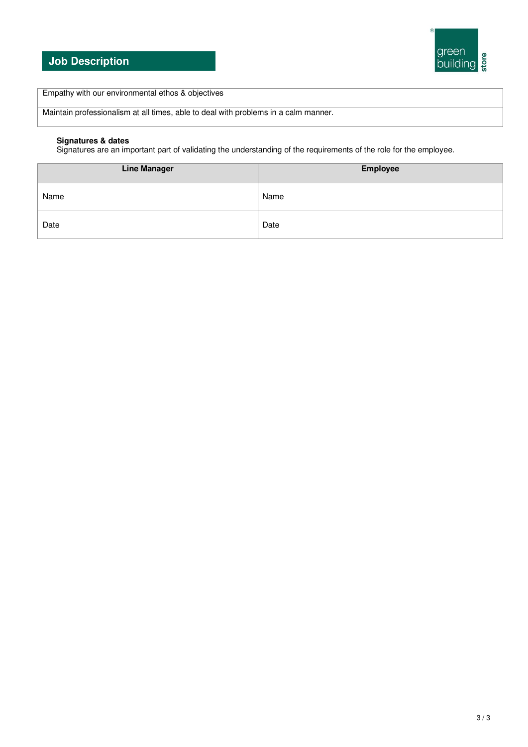# Job Description

| |
|---|
| Empathy with our environmental ethos & objectives |
| Maintain professionalism at all times, able to deal with problems in a calm manner. |

**Signatures & dates**
Signatures are an important part of validating the understanding of the requirements of the role for the employee.

| Line Manager | Employee |
|---|---|
| Name | Name |
| Date | Date |